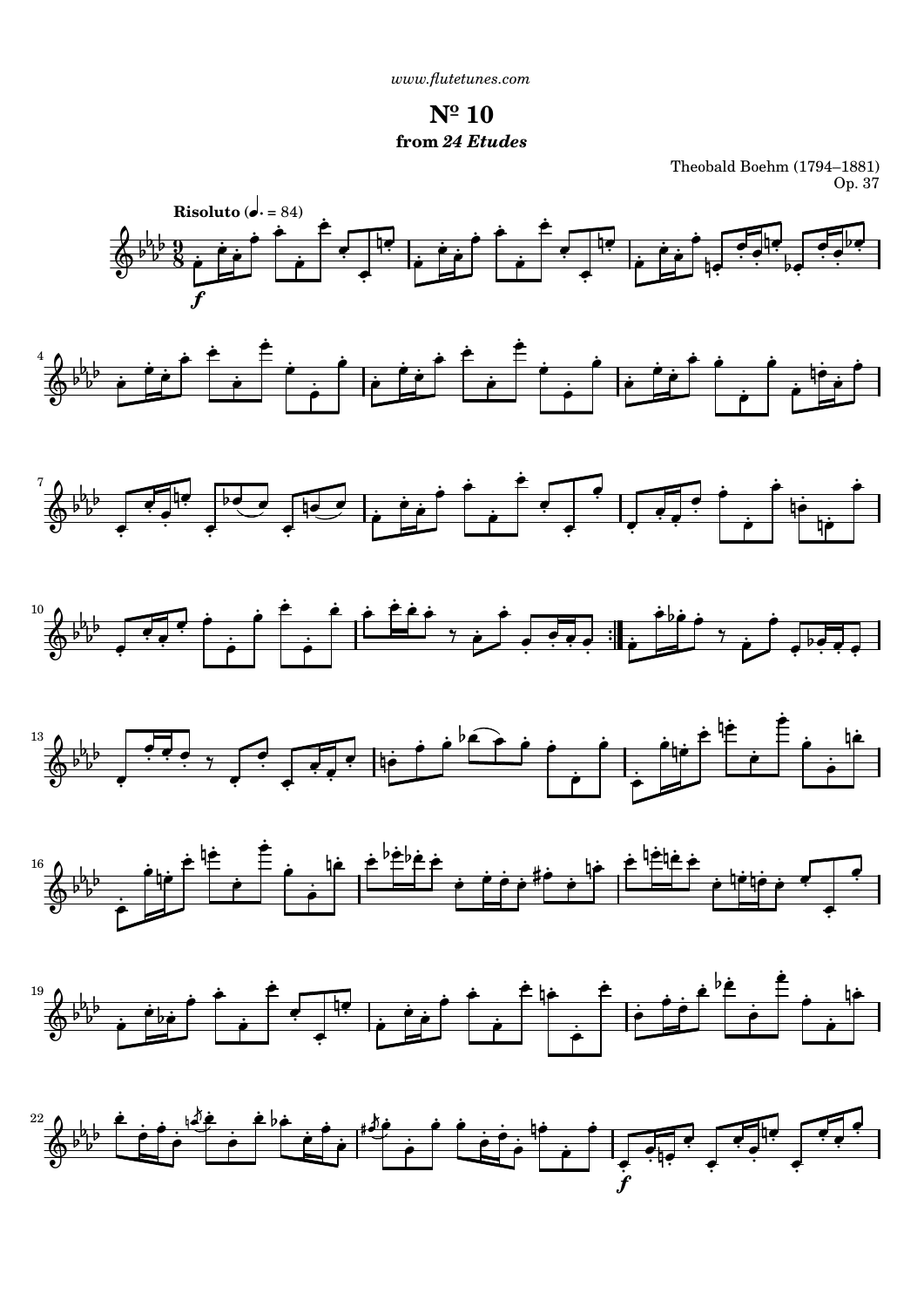www.flutetunes.com

# Nº 10

## from *24 Etudes*

Theobald Boehm (1794–1881)
Op. 37

**Risoluto** (♩. = 84)